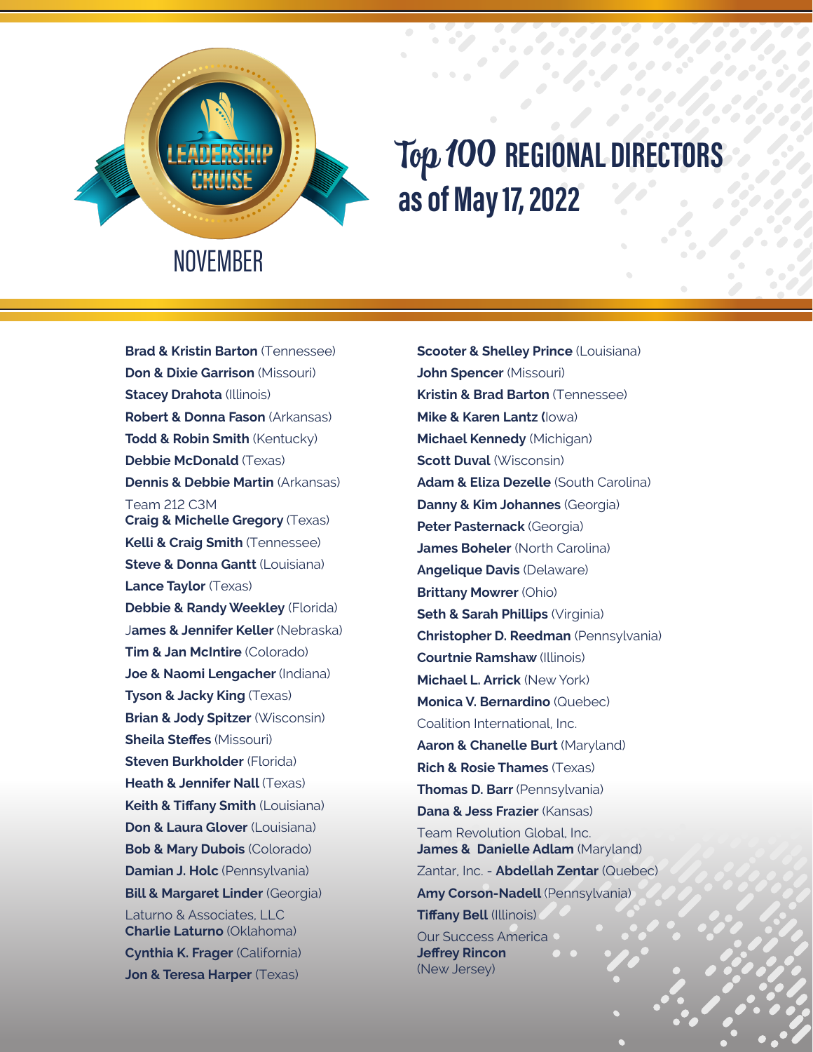LEADERSHIP CRUISE

NOVEMBER

# Top 100 REGIONAL DIRECTORS as of May 17, 2022

**Brad & Kristin Barton** (Tennessee)
**Don & Dixie Garrison** (Missouri)
**Stacey Drahota** (Illinois)
**Robert & Donna Fason** (Arkansas)
**Todd & Robin Smith** (Kentucky)
**Debbie McDonald** (Texas)
**Dennis & Debbie Martin** (Arkansas)
Team 212 C3M
**Craig & Michelle Gregory** (Texas)
**Kelli & Craig Smith** (Tennessee)
**Steve & Donna Gantt** (Louisiana)
**Lance Taylor** (Texas)
**Debbie & Randy Weekley** (Florida)
J**ames & Jennifer Keller** (Nebraska)
**Tim & Jan McIntire** (Colorado)
**Joe & Naomi Lengacher** (Indiana)
**Tyson & Jacky King** (Texas)
**Brian & Jody Spitzer** (Wisconsin)
**Sheila Steffes** (Missouri)
**Steven Burkholder** (Florida)
**Heath & Jennifer Nall** (Texas)
**Keith & Tiffany Smith** (Louisiana)
**Don & Laura Glover** (Louisiana)
**Bob & Mary Dubois** (Colorado)
**Damian J. Holc** (Pennsylvania)
**Bill & Margaret Linder** (Georgia)
Laturno & Associates, LLC
**Charlie Laturno** (Oklahoma)
**Cynthia K. Frager** (California)
**Jon & Teresa Harper** (Texas)
**Scooter & Shelley Prince** (Louisiana)
**John Spencer** (Missouri)
**Kristin & Brad Barton** (Tennessee)
**Mike & Karen Lantz (**Iowa)
**Michael Kennedy** (Michigan)
**Scott Duval** (Wisconsin)
**Adam & Eliza Dezelle** (South Carolina)
**Danny & Kim Johannes** (Georgia)
**Peter Pasternack** (Georgia)
**James Boheler** (North Carolina)
**Angelique Davis** (Delaware)
**Brittany Mowrer** (Ohio)
**Seth & Sarah Phillips** (Virginia)
**Christopher D. Reedman** (Pennsylvania)
**Courtnie Ramshaw** (Illinois)
**Michael L. Arrick** (New York)
**Monica V. Bernardino** (Quebec)
Coalition International, Inc.
**Aaron & Chanelle Burt** (Maryland)
**Rich & Rosie Thames** (Texas)
**Thomas D. Barr** (Pennsylvania)
**Dana & Jess Frazier** (Kansas)
Team Revolution Global, Inc.
**James & Danielle Adlam** (Maryland)
Zantar, Inc. - **Abdellah Zentar** (Quebec)
**Amy Corson-Nadell** (Pennsylvania)
**Tiffany Bell** (Illinois)
Our Success America
**Jeffrey Rincon**
(New Jersey)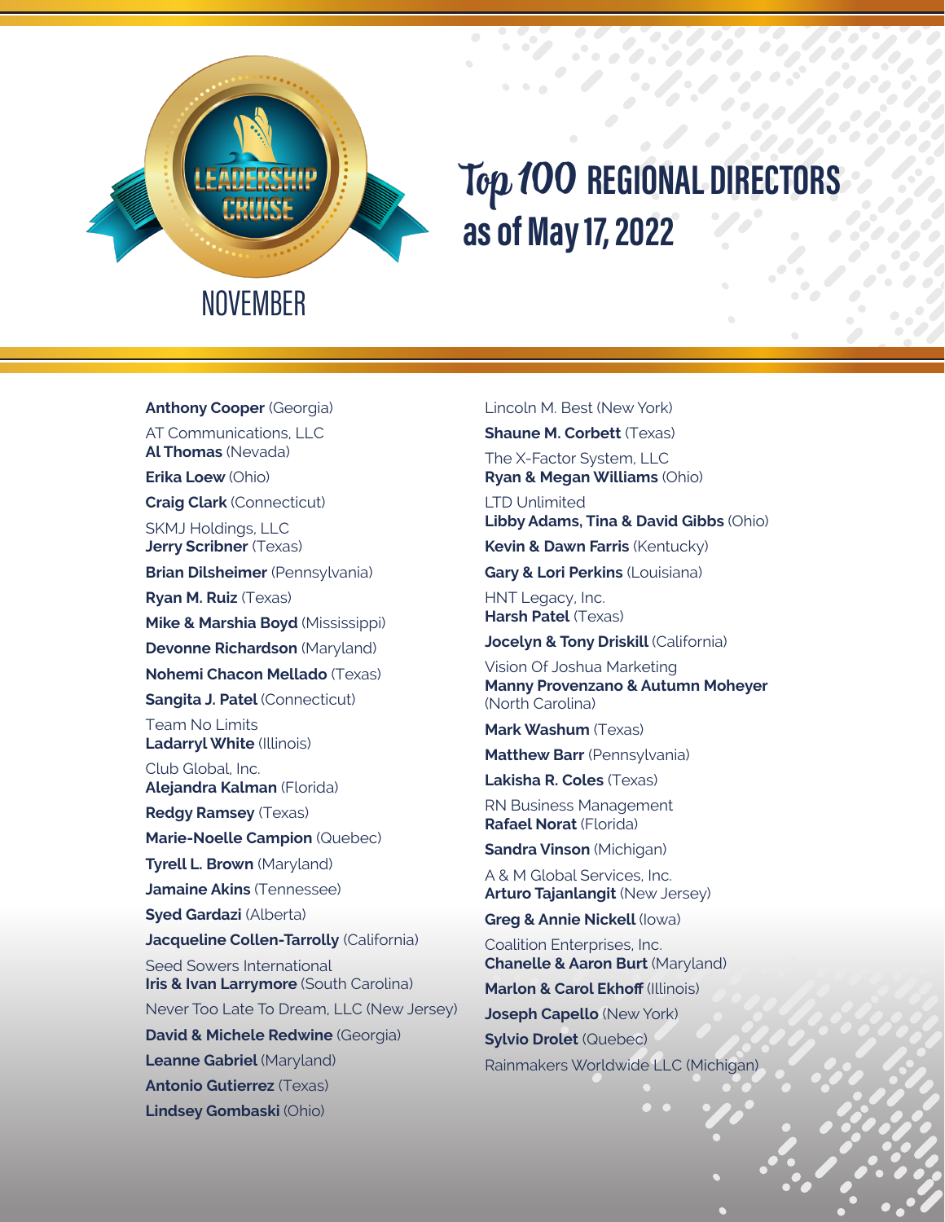LEADERSHIP CRUISE

NOVEMBER

# Top 100 REGIONAL DIRECTORS as of May 17, 2022

**Anthony Cooper** (Georgia)

AT Communications, LLC
**Al Thomas** (Nevada)

**Erika Loew** (Ohio)

**Craig Clark** (Connecticut)

SKMJ Holdings, LLC
**Jerry Scribner** (Texas)

**Brian Dilsheimer** (Pennsylvania)

**Ryan M. Ruiz** (Texas)

**Mike & Marshia Boyd** (Mississippi)

**Devonne Richardson** (Maryland)

**Nohemi Chacon Mellado** (Texas)

**Sangita J. Patel** (Connecticut)

Team No Limits
**Ladarryl White** (Illinois)

Club Global, Inc.
**Alejandra Kalman** (Florida)

**Redgy Ramsey** (Texas)

**Marie-Noelle Campion** (Quebec)

**Tyrell L. Brown** (Maryland)

**Jamaine Akins** (Tennessee)

**Syed Gardazi** (Alberta)

**Jacqueline Collen-Tarrolly** (California)

Seed Sowers International
**Iris & Ivan Larrymore** (South Carolina)

Never Too Late To Dream, LLC (New Jersey)

**David & Michele Redwine** (Georgia)

**Leanne Gabriel** (Maryland)

**Antonio Gutierrez** (Texas)

**Lindsey Gombaski** (Ohio)

Lincoln M. Best (New York)

**Shaune M. Corbett** (Texas)

The X-Factor System, LLC
**Ryan & Megan Williams** (Ohio)

LTD Unlimited
**Libby Adams, Tina & David Gibbs** (Ohio)

**Kevin & Dawn Farris** (Kentucky)

**Gary & Lori Perkins** (Louisiana)

HNT Legacy, Inc.
**Harsh Patel** (Texas)

**Jocelyn & Tony Driskill** (California)

Vision Of Joshua Marketing
**Manny Provenzano & Autumn Moheyer** (North Carolina)

**Mark Washum** (Texas)

**Matthew Barr** (Pennsylvania)

**Lakisha R. Coles** (Texas)

RN Business Management
**Rafael Norat** (Florida)

**Sandra Vinson** (Michigan)

A & M Global Services, Inc.
**Arturo Tajanlangit** (New Jersey)

**Greg & Annie Nickell** (Iowa)

Coalition Enterprises, Inc.
**Chanelle & Aaron Burt** (Maryland)

**Marlon & Carol Ekhoff** (Illinois)

**Joseph Capello** (New York)

**Sylvio Drolet** (Quebec)

Rainmakers Worldwide LLC (Michigan)